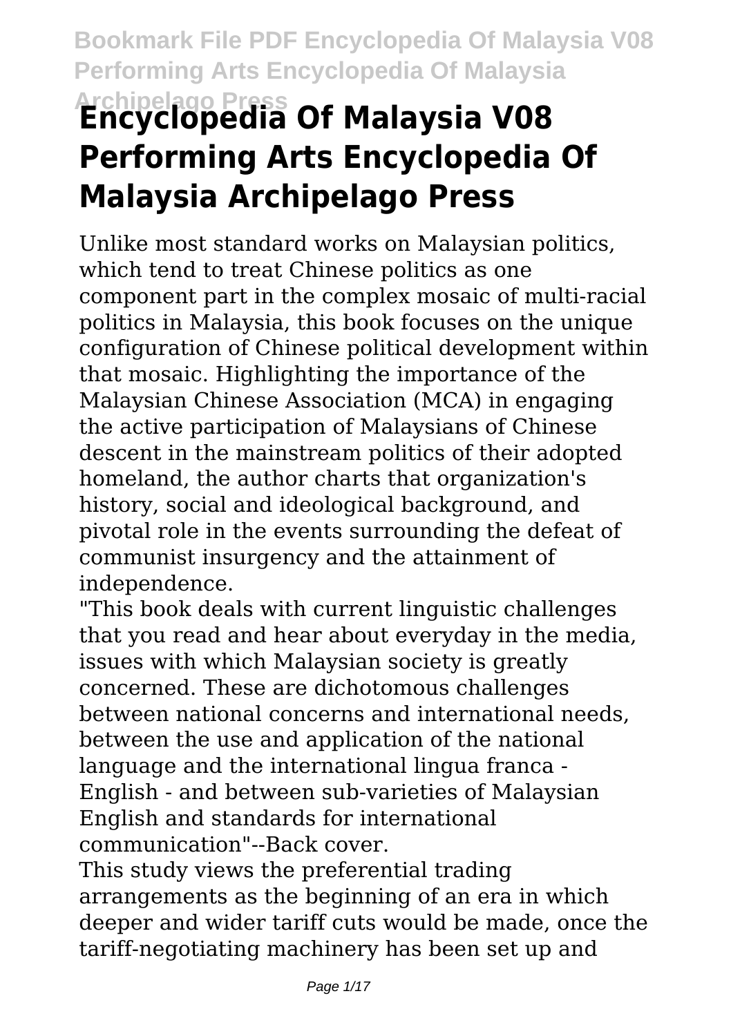# Encyclopedia Of Malaysia V08 Performing Arts Encyclopedia Of Malaysia Archipelago Press

Unlike most standard works on Malaysian politics, which tend to treat Chinese politics as one component part in the complex mosaic of multi-racial politics in Malaysia, this book focuses on the unique configuration of Chinese political development within that mosaic. Highlighting the importance of the Malaysian Chinese Association (MCA) in engaging the active participation of Malaysians of Chinese descent in the mainstream politics of their adopted homeland, the author charts that organization's history, social and ideological background, and pivotal role in the events surrounding the defeat of communist insurgency and the attainment of independence.

"This book deals with current linguistic challenges that you read and hear about everyday in the media, issues with which Malaysian society is greatly concerned. These are dichotomous challenges between national concerns and international needs, between the use and application of the national language and the international lingua franca - English - and between sub-varieties of Malaysian English and standards for international communication"--Back cover.

This study views the preferential trading arrangements as the beginning of an era in which deeper and wider tariff cuts would be made, once the tariff-negotiating machinery has been set up and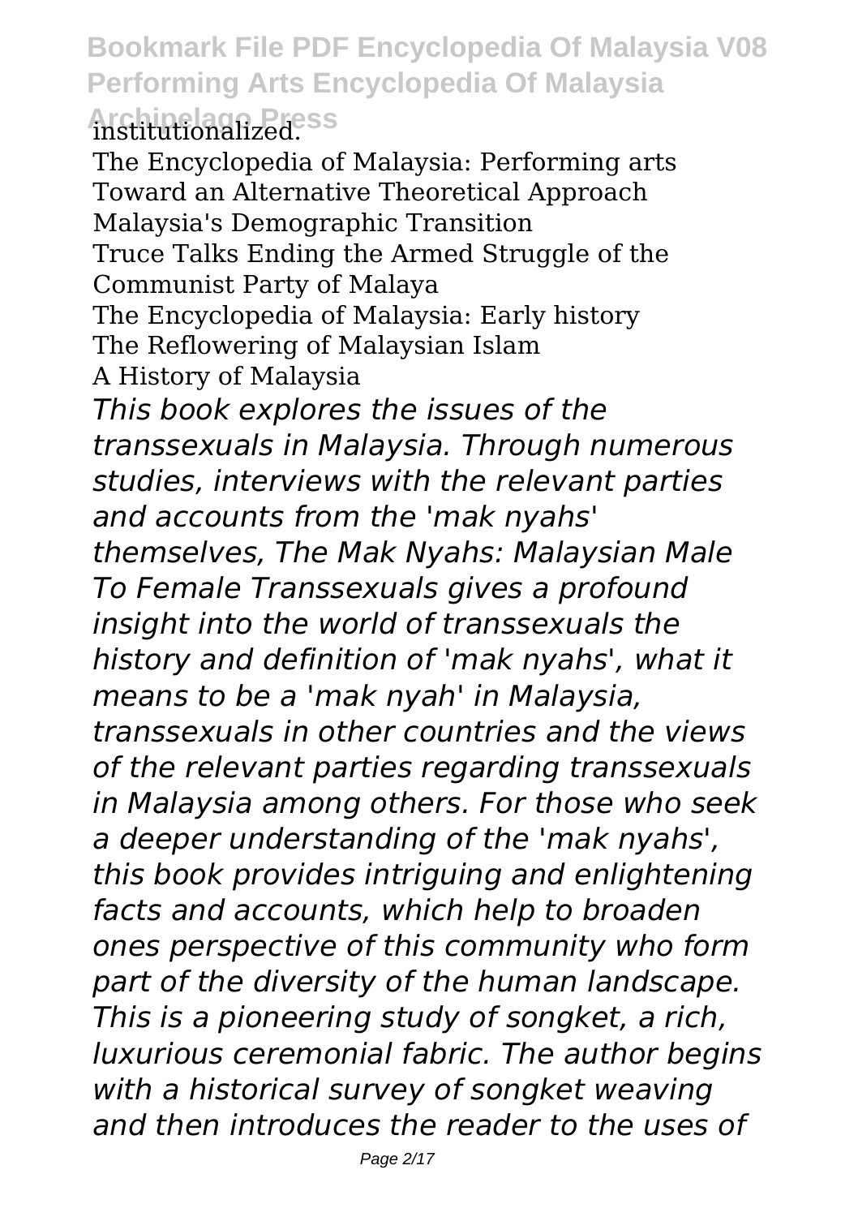institutionalized.

The Encyclopedia of Malaysia: Performing arts
Toward an Alternative Theoretical Approach
Malaysia's Demographic Transition
Truce Talks Ending the Armed Struggle of the Communist Party of Malaya
The Encyclopedia of Malaysia: Early history
The Reflowering of Malaysian Islam
A History of Malaysia

*This book explores the issues of the transsexuals in Malaysia. Through numerous studies, interviews with the relevant parties and accounts from the 'mak nyahs' themselves, The Mak Nyahs: Malaysian Male To Female Transsexuals gives a profound insight into the world of transsexuals the history and definition of 'mak nyahs', what it means to be a 'mak nyah' in Malaysia, transsexuals in other countries and the views of the relevant parties regarding transsexuals in Malaysia among others. For those who seek a deeper understanding of the 'mak nyahs', this book provides intriguing and enlightening facts and accounts, which help to broaden ones perspective of this community who form part of the diversity of the human landscape.*

*This is a pioneering study of songket, a rich, luxurious ceremonial fabric. The author begins with a historical survey of songket weaving and then introduces the reader to the uses of*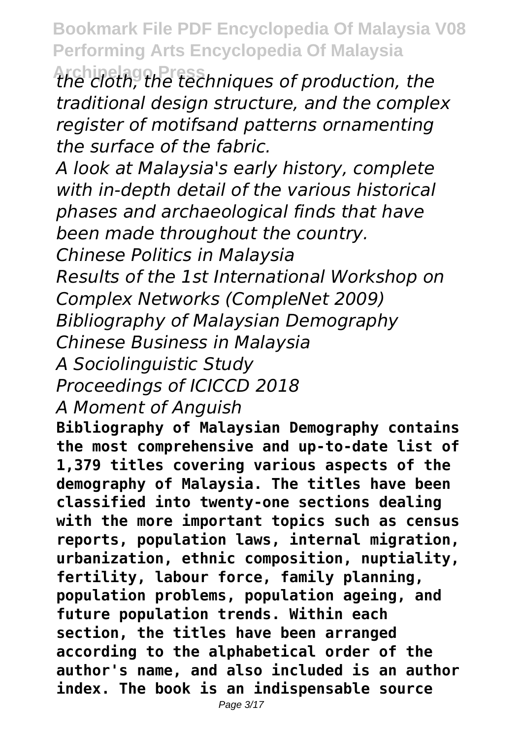*the cloth, the techniques of production, the traditional design structure, and the complex register of motifsand patterns ornamenting the surface of the fabric.*

*A look at Malaysia's early history, complete with in-depth detail of the various historical phases and archaeological finds that have been made throughout the country.*

*Chinese Politics in Malaysia*

*Results of the 1st International Workshop on Complex Networks (CompleNet 2009)*

*Bibliography of Malaysian Demography*

*Chinese Business in Malaysia*

*A Sociolinguistic Study*

*Proceedings of ICICCD 2018*

*A Moment of Anguish*

**Bibliography of Malaysian Demography contains the most comprehensive and up-to-date list of 1,379 titles covering various aspects of the demography of Malaysia. The titles have been classified into twenty-one sections dealing with the more important topics such as census reports, population laws, internal migration, urbanization, ethnic composition, nuptiality, fertility, labour force, family planning, population problems, population ageing, and future population trends. Within each section, the titles have been arranged according to the alphabetical order of the author's name, and also included is an author index. The book is an indispensable source**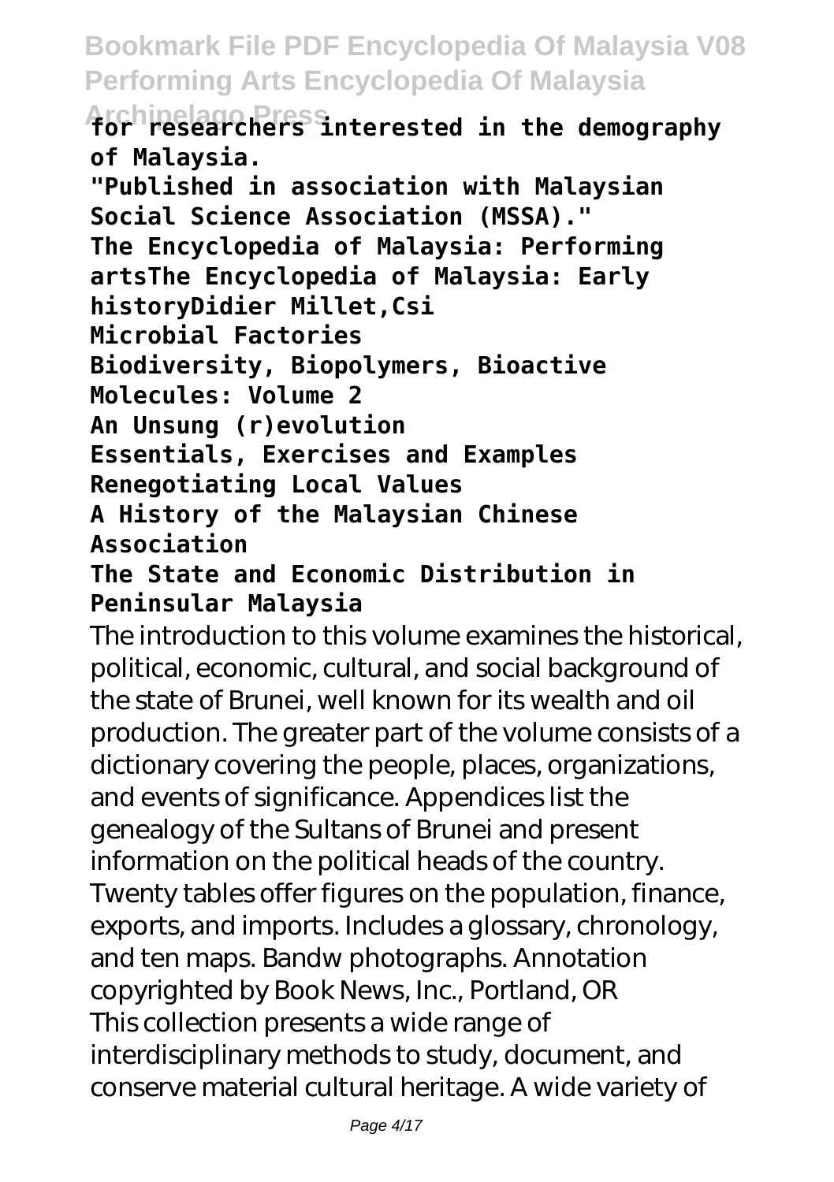**for researchers interested in the demography of Malaysia.**

**"Published in association with Malaysian Social Science Association (MSSA)."**

**The Encyclopedia of Malaysia: Performing artsThe Encyclopedia of Malaysia: Early historyDidier Millet,Csi**

**Microbial Factories**

**Biodiversity, Biopolymers, Bioactive Molecules: Volume 2**

**An Unsung (r)evolution**

**Essentials, Exercises and Examples**

**Renegotiating Local Values**

**A History of the Malaysian Chinese Association**

**The State and Economic Distribution in Peninsular Malaysia**

The introduction to this volume examines the historical, political, economic, cultural, and social background of the state of Brunei, well known for its wealth and oil production. The greater part of the volume consists of a dictionary covering the people, places, organizations, and events of significance. Appendices list the genealogy of the Sultans of Brunei and present information on the political heads of the country. Twenty tables offer figures on the population, finance, exports, and imports. Includes a glossary, chronology, and ten maps. Bandw photographs. Annotation copyrighted by Book News, Inc., Portland, OR

This collection presents a wide range of interdisciplinary methods to study, document, and conserve material cultural heritage. A wide variety of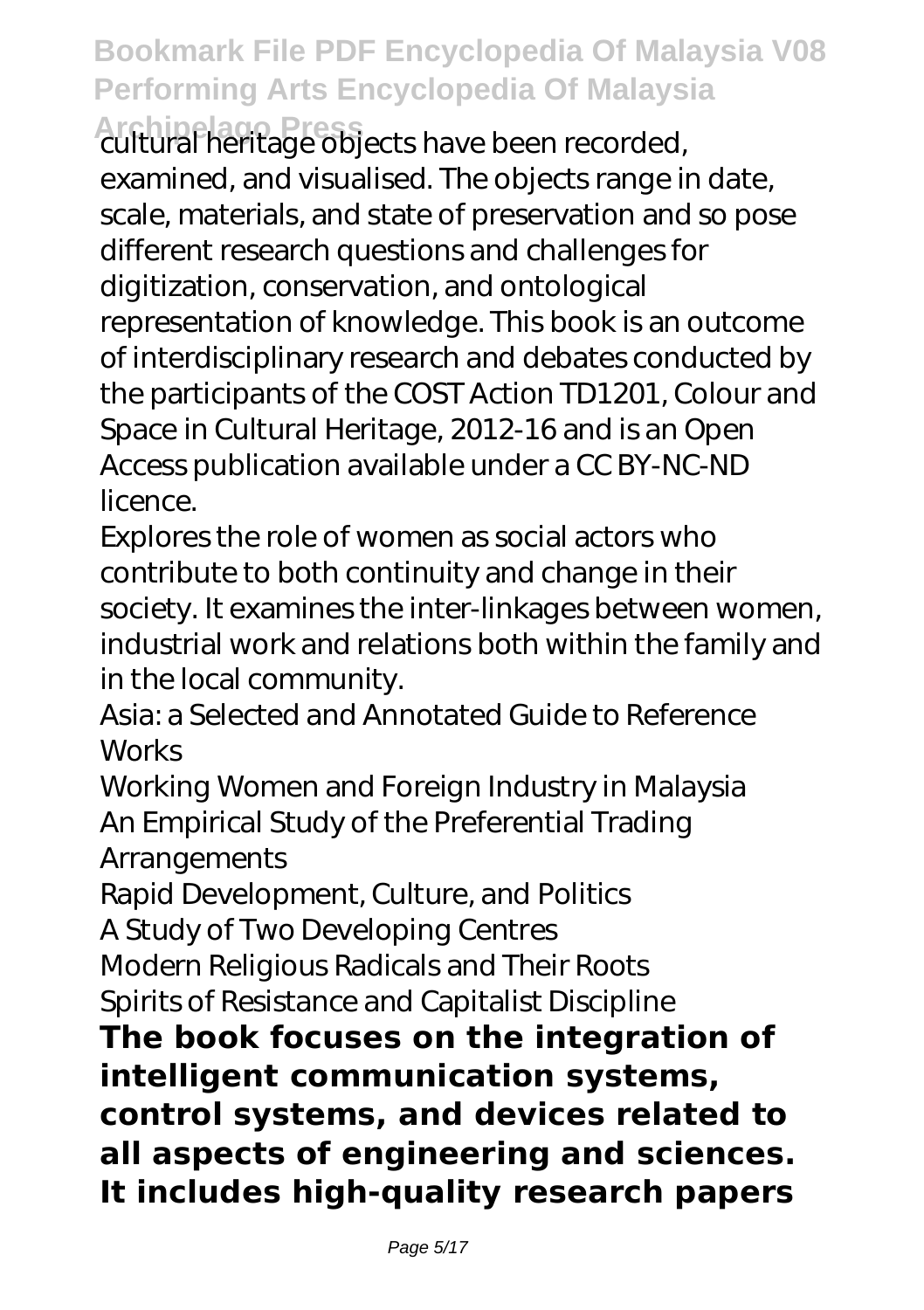cultural heritage objects have been recorded, examined, and visualised. The objects range in date, scale, materials, and state of preservation and so pose different research questions and challenges for digitization, conservation, and ontological representation of knowledge. This book is an outcome of interdisciplinary research and debates conducted by the participants of the COST Action TD1201, Colour and Space in Cultural Heritage, 2012-16 and is an Open Access publication available under a CC BY-NC-ND licence.

Explores the role of women as social actors who contribute to both continuity and change in their society. It examines the inter-linkages between women, industrial work and relations both within the family and in the local community.

Asia: a Selected and Annotated Guide to Reference Works

Working Women and Foreign Industry in Malaysia

An Empirical Study of the Preferential Trading Arrangements

Rapid Development, Culture, and Politics

A Study of Two Developing Centres

Modern Religious Radicals and Their Roots

Spirits of Resistance and Capitalist Discipline

**The book focuses on the integration of intelligent communication systems, control systems, and devices related to all aspects of engineering and sciences. It includes high-quality research papers**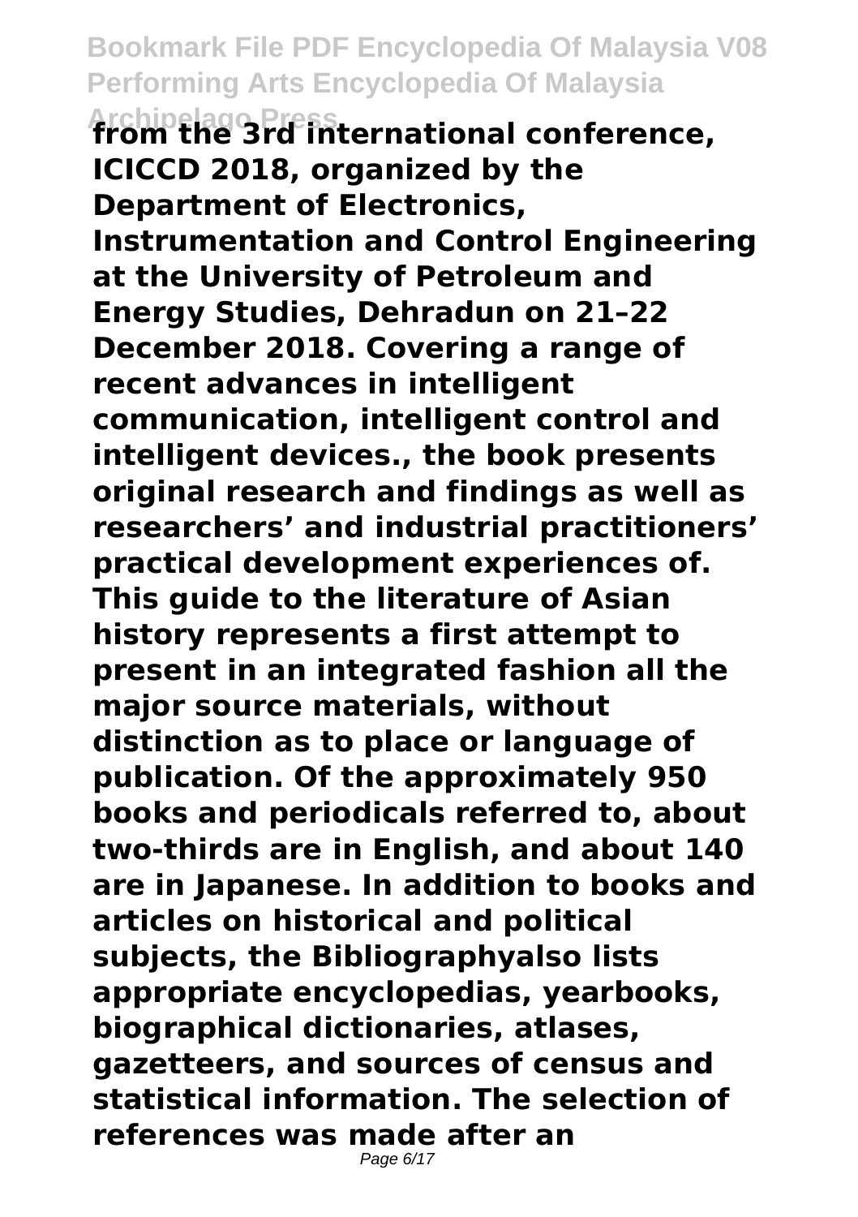**from the 3rd international conference, ICICCD 2018, organized by the Department of Electronics, Instrumentation and Control Engineering at the University of Petroleum and Energy Studies, Dehradun on 21–22 December 2018. Covering a range of recent advances in intelligent communication, intelligent control and intelligent devices., the book presents original research and findings as well as researchers' and industrial practitioners' practical development experiences of. This guide to the literature of Asian history represents a first attempt to present in an integrated fashion all the major source materials, without distinction as to place or language of publication. Of the approximately 950 books and periodicals referred to, about two-thirds are in English, and about 140 are in Japanese. In addition to books and articles on historical and political subjects, the Bibliographyalso lists appropriate encyclopedias, yearbooks, biographical dictionaries, atlases, gazetteers, and sources of census and statistical information. The selection of references was made after an**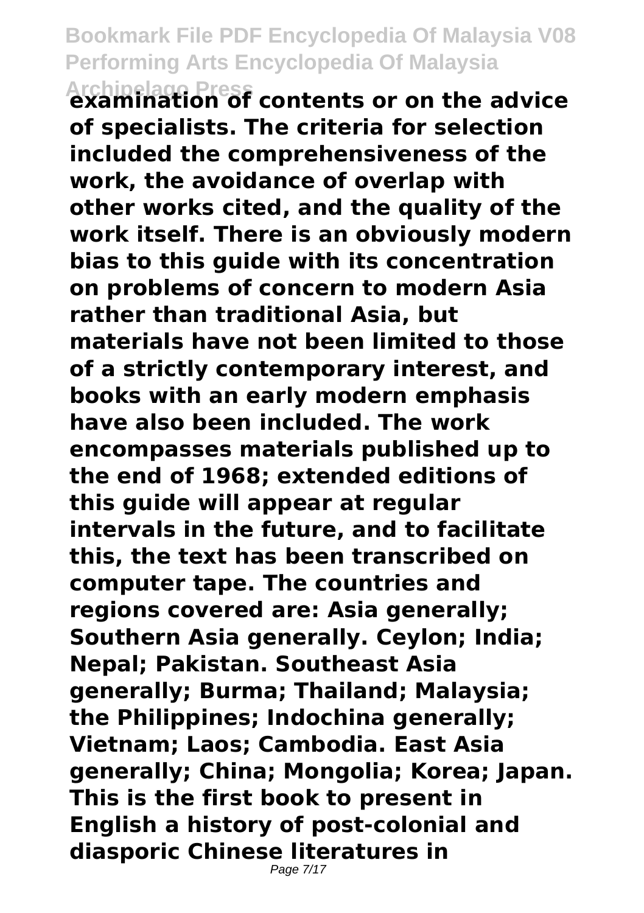**examination of contents or on the advice of specialists. The criteria for selection included the comprehensiveness of the work, the avoidance of overlap with other works cited, and the quality of the work itself. There is an obviously modern bias to this guide with its concentration on problems of concern to modern Asia rather than traditional Asia, but materials have not been limited to those of a strictly contemporary interest, and books with an early modern emphasis have also been included. The work encompasses materials published up to the end of 1968; extended editions of this guide will appear at regular intervals in the future, and to facilitate this, the text has been transcribed on computer tape. The countries and regions covered are: Asia generally; Southern Asia generally. Ceylon; India; Nepal; Pakistan. Southeast Asia generally; Burma; Thailand; Malaysia; the Philippines; Indochina generally; Vietnam; Laos; Cambodia. East Asia generally; China; Mongolia; Korea; Japan. This is the first book to present in English a history of post-colonial and diasporic Chinese literatures in**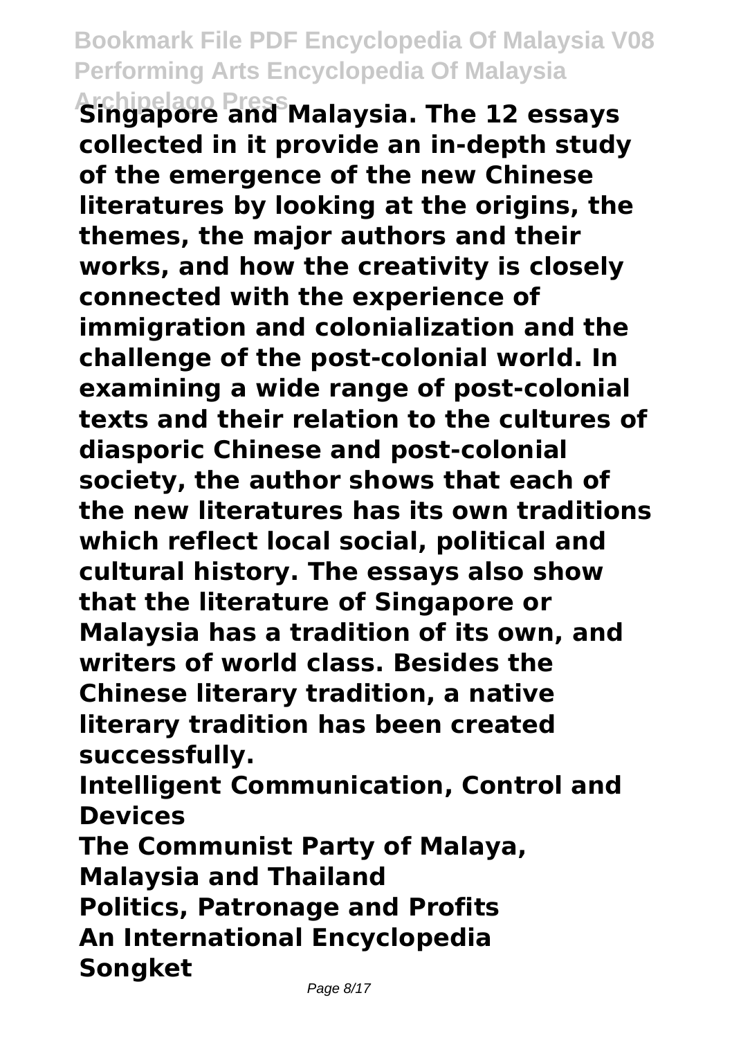**Singapore and Malaysia. The 12 essays collected in it provide an in-depth study of the emergence of the new Chinese literatures by looking at the origins, the themes, the major authors and their works, and how the creativity is closely connected with the experience of immigration and colonialization and the challenge of the post-colonial world. In examining a wide range of post-colonial texts and their relation to the cultures of diasporic Chinese and post-colonial society, the author shows that each of the new literatures has its own traditions which reflect local social, political and cultural history. The essays also show that the literature of Singapore or Malaysia has a tradition of its own, and writers of world class. Besides the Chinese literary tradition, a native literary tradition has been created successfully.**

**Intelligent Communication, Control and Devices**

**The Communist Party of Malaya, Malaysia and Thailand**

**Politics, Patronage and Profits**

**An International Encyclopedia**

**Songket**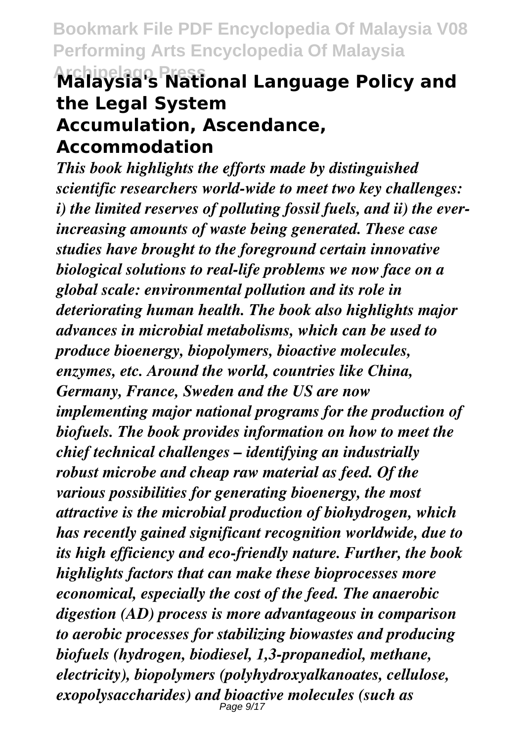## Malaysia's National Language Policy and the Legal System

## Accumulation, Ascendance, Accommodation

***This book highlights the efforts made by distinguished scientific researchers world-wide to meet two key challenges: i) the limited reserves of polluting fossil fuels, and ii) the ever-increasing amounts of waste being generated. These case studies have brought to the foreground certain innovative biological solutions to real-life problems we now face on a global scale: environmental pollution and its role in deteriorating human health. The book also highlights major advances in microbial metabolisms, which can be used to produce bioenergy, biopolymers, bioactive molecules, enzymes, etc. Around the world, countries like China, Germany, France, Sweden and the US are now implementing major national programs for the production of biofuels. The book provides information on how to meet the chief technical challenges – identifying an industrially robust microbe and cheap raw material as feed. Of the various possibilities for generating bioenergy, the most attractive is the microbial production of biohydrogen, which has recently gained significant recognition worldwide, due to its high efficiency and eco-friendly nature. Further, the book highlights factors that can make these bioprocesses more economical, especially the cost of the feed. The anaerobic digestion (AD) process is more advantageous in comparison to aerobic processes for stabilizing biowastes and producing biofuels (hydrogen, biodiesel, 1,3-propanediol, methane, electricity), biopolymers (polyhydroxyalkanoates, cellulose, exopolysaccharides) and bioactive molecules (such as***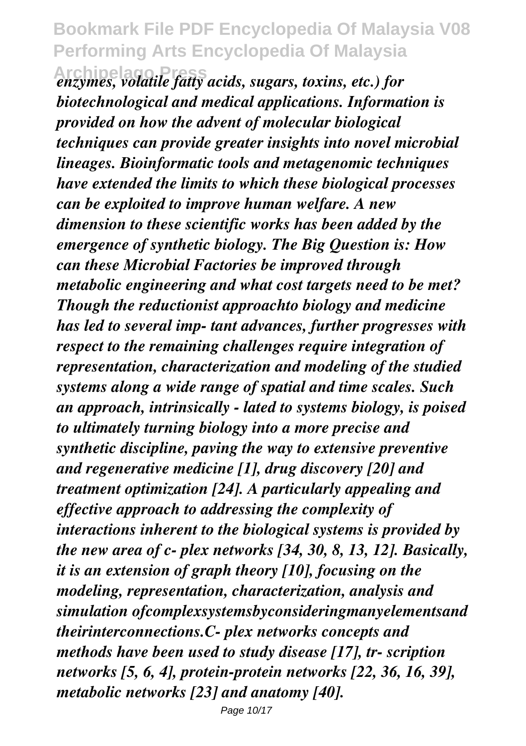*enzymes, volatile fatty acids, sugars, toxins, etc.) for biotechnological and medical applications. Information is provided on how the advent of molecular biological techniques can provide greater insights into novel microbial lineages. Bioinformatic tools and metagenomic techniques have extended the limits to which these biological processes can be exploited to improve human welfare. A new dimension to these scientific works has been added by the emergence of synthetic biology. The Big Question is: How can these Microbial Factories be improved through metabolic engineering and what cost targets need to be met? Though the reductionist approachto biology and medicine has led to several imp- tant advances, further progresses with respect to the remaining challenges require integration of representation, characterization and modeling of the studied systems along a wide range of spatial and time scales. Such an approach, intrinsically - lated to systems biology, is poised to ultimately turning biology into a more precise and synthetic discipline, paving the way to extensive preventive and regenerative medicine [1], drug discovery [20] and treatment optimization [24]. A particularly appealing and effective approach to addressing the complexity of interactions inherent to the biological systems is provided by the new area of c- plex networks [34, 30, 8, 13, 12]. Basically, it is an extension of graph theory [10], focusing on the modeling, representation, characterization, analysis and simulation ofcomplexsystemsbyconsideringmanyelementsand theirinterconnections.C- plex networks concepts and methods have been used to study disease [17], tr- scription networks [5, 6, 4], protein-protein networks [22, 36, 16, 39], metabolic networks [23] and anatomy [40].*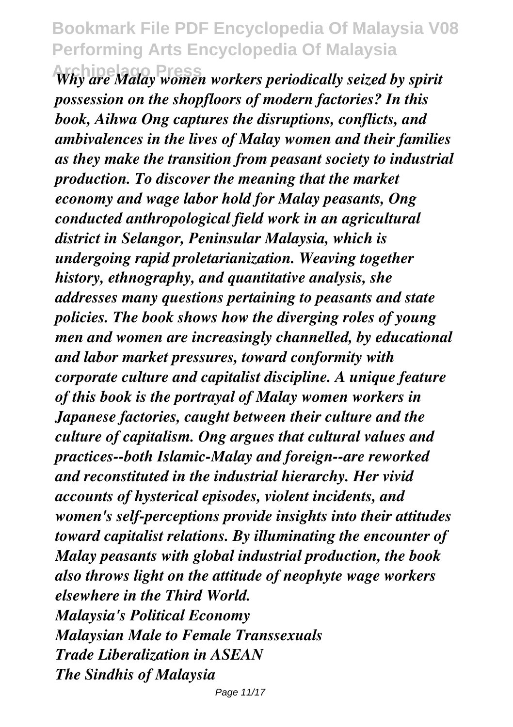*Why are Malay women workers periodically seized by spirit possession on the shopfloors of modern factories? In this book, Aihwa Ong captures the disruptions, conflicts, and ambivalences in the lives of Malay women and their families as they make the transition from peasant society to industrial production. To discover the meaning that the market economy and wage labor hold for Malay peasants, Ong conducted anthropological field work in an agricultural district in Selangor, Peninsular Malaysia, which is undergoing rapid proletarianization. Weaving together history, ethnography, and quantitative analysis, she addresses many questions pertaining to peasants and state policies. The book shows how the diverging roles of young men and women are increasingly channelled, by educational and labor market pressures, toward conformity with corporate culture and capitalist discipline. A unique feature of this book is the portrayal of Malay women workers in Japanese factories, caught between their culture and the culture of capitalism. Ong argues that cultural values and practices--both Islamic-Malay and foreign--are reworked and reconstituted in the industrial hierarchy. Her vivid accounts of hysterical episodes, violent incidents, and women's self-perceptions provide insights into their attitudes toward capitalist relations. By illuminating the encounter of Malay peasants with global industrial production, the book also throws light on the attitude of neophyte wage workers elsewhere in the Third World.*

*Malaysia's Political Economy*

*Malaysian Male to Female Transsexuals*

*Trade Liberalization in ASEAN*

*The Sindhis of Malaysia*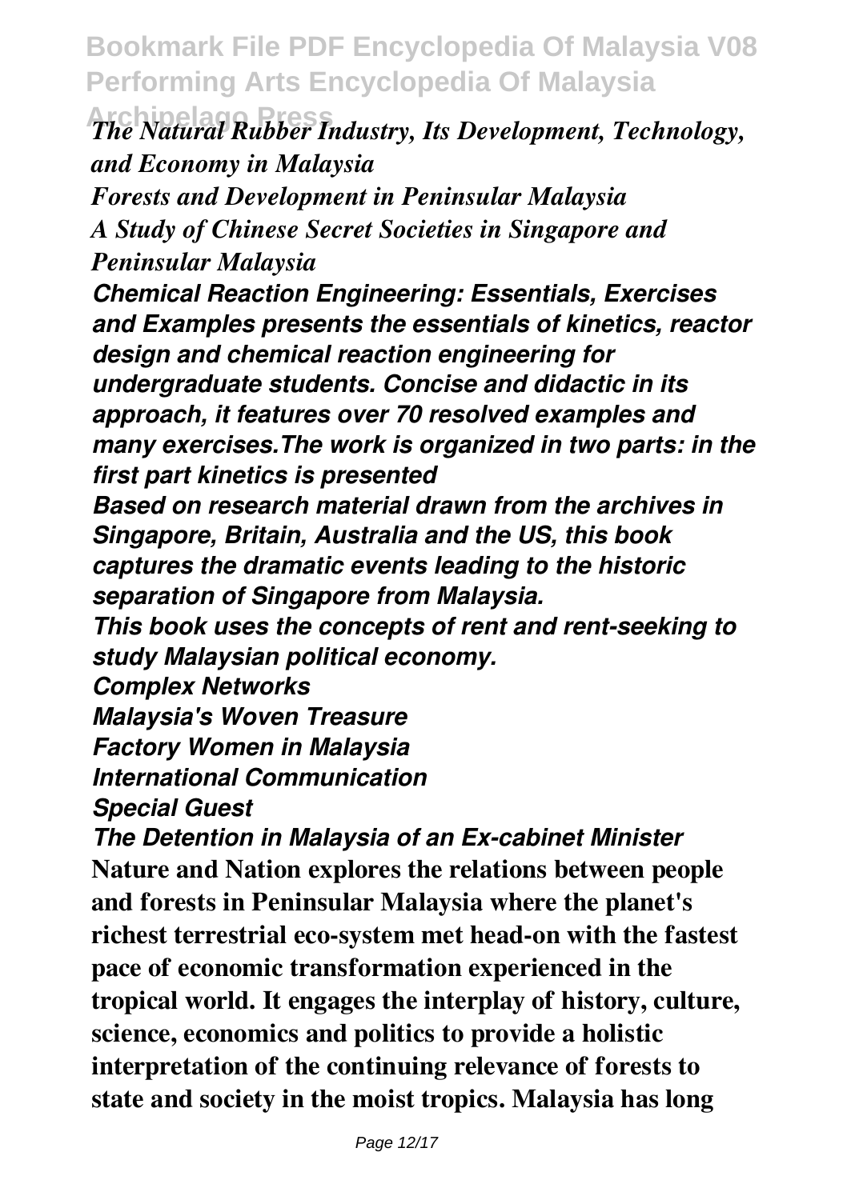*The Natural Rubber Industry, Its Development, Technology, and Economy in Malaysia*

*Forests and Development in Peninsular Malaysia*

*A Study of Chinese Secret Societies in Singapore and Peninsular Malaysia*

***Chemical Reaction Engineering: Essentials, Exercises and Examples presents the essentials of kinetics, reactor design and chemical reaction engineering for undergraduate students. Concise and didactic in its approach, it features over 70 resolved examples and many exercises.The work is organized in two parts: in the first part kinetics is presented***

***Based on research material drawn from the archives in Singapore, Britain, Australia and the US, this book captures the dramatic events leading to the historic separation of Singapore from Malaysia.***

***This book uses the concepts of rent and rent-seeking to study Malaysian political economy.***

***Complex Networks***

***Malaysia's Woven Treasure***

***Factory Women in Malaysia***

***International Communication***

***Special Guest***

***The Detention in Malaysia of an Ex-cabinet Minister***

**Nature and Nation explores the relations between people and forests in Peninsular Malaysia where the planet's richest terrestrial eco-system met head-on with the fastest pace of economic transformation experienced in the tropical world. It engages the interplay of history, culture, science, economics and politics to provide a holistic interpretation of the continuing relevance of forests to state and society in the moist tropics. Malaysia has long**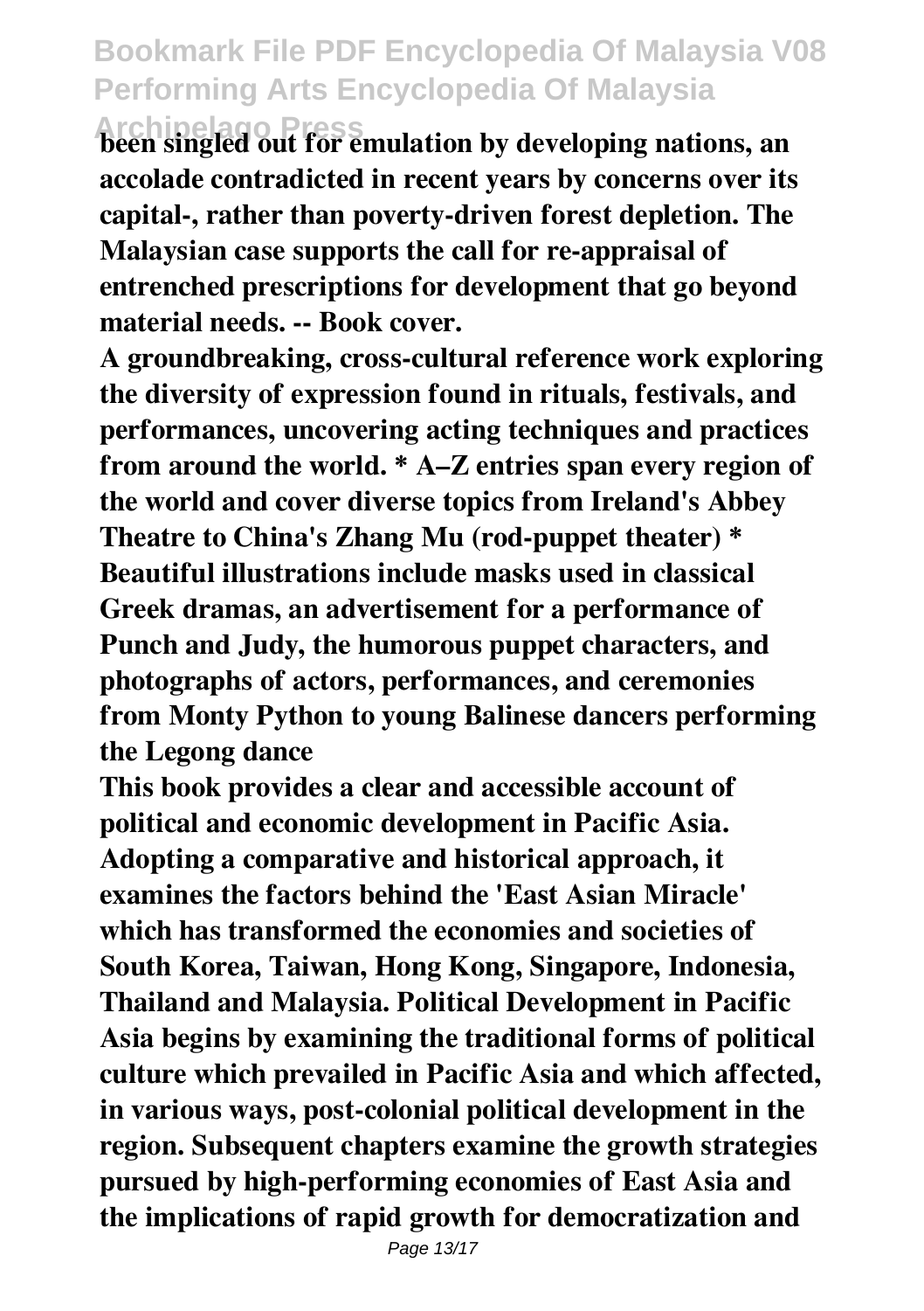**been singled out for emulation by developing nations, an accolade contradicted in recent years by concerns over its capital-, rather than poverty-driven forest depletion. The Malaysian case supports the call for re-appraisal of entrenched prescriptions for development that go beyond material needs. -- Book cover.**

**A groundbreaking, cross-cultural reference work exploring the diversity of expression found in rituals, festivals, and performances, uncovering acting techniques and practices from around the world. * A–Z entries span every region of the world and cover diverse topics from Ireland's Abbey Theatre to China's Zhang Mu (rod-puppet theater) * Beautiful illustrations include masks used in classical Greek dramas, an advertisement for a performance of Punch and Judy, the humorous puppet characters, and photographs of actors, performances, and ceremonies from Monty Python to young Balinese dancers performing the Legong dance**

**This book provides a clear and accessible account of political and economic development in Pacific Asia. Adopting a comparative and historical approach, it examines the factors behind the 'East Asian Miracle' which has transformed the economies and societies of South Korea, Taiwan, Hong Kong, Singapore, Indonesia, Thailand and Malaysia. Political Development in Pacific Asia begins by examining the traditional forms of political culture which prevailed in Pacific Asia and which affected, in various ways, post-colonial political development in the region. Subsequent chapters examine the growth strategies pursued by high-performing economies of East Asia and the implications of rapid growth for democratization and**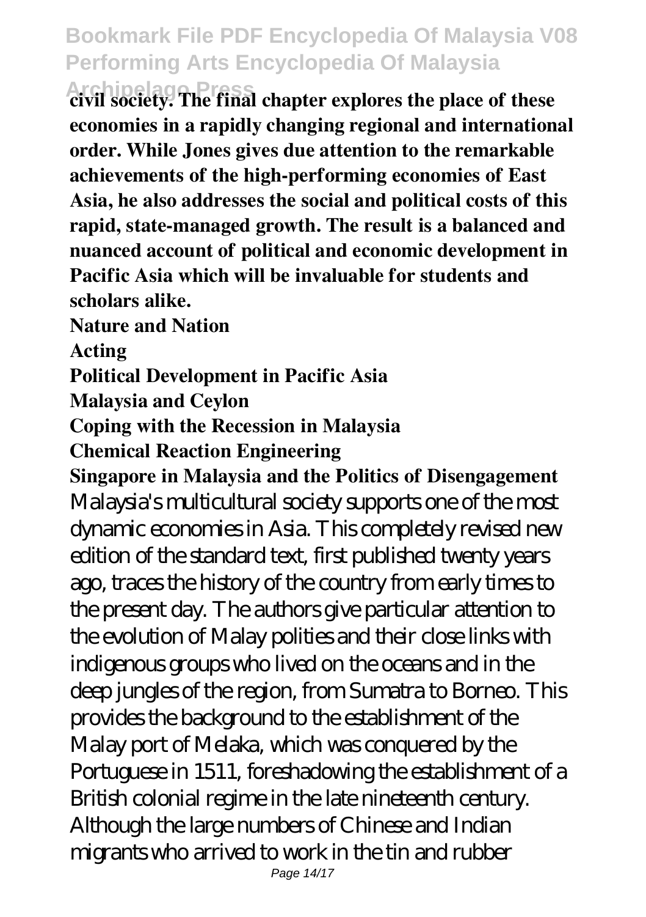**civil society. The final chapter explores the place of these economies in a rapidly changing regional and international order. While Jones gives due attention to the remarkable achievements of the high-performing economies of East Asia, he also addresses the social and political costs of this rapid, state-managed growth. The result is a balanced and nuanced account of political and economic development in Pacific Asia which will be invaluable for students and scholars alike.**

**Nature and Nation**

**Acting**

**Political Development in Pacific Asia**

**Malaysia and Ceylon**

**Coping with the Recession in Malaysia**

**Chemical Reaction Engineering**

**Singapore in Malaysia and the Politics of Disengagement**

Malaysia's multicultural society supports one of the most dynamic economies in Asia. This completely revised new edition of the standard text, first published twenty years ago, traces the history of the country from early times to the present day. The authors give particular attention to the evolution of Malay polities and their close links with indigenous groups who lived on the oceans and in the deep jungles of the region, from Sumatra to Borneo. This provides the background to the establishment of the Malay port of Melaka, which was conquered by the Portuguese in 1511, foreshadowing the establishment of a British colonial regime in the late nineteenth century. Although the large numbers of Chinese and Indian migrants who arrived to work in the tin and rubber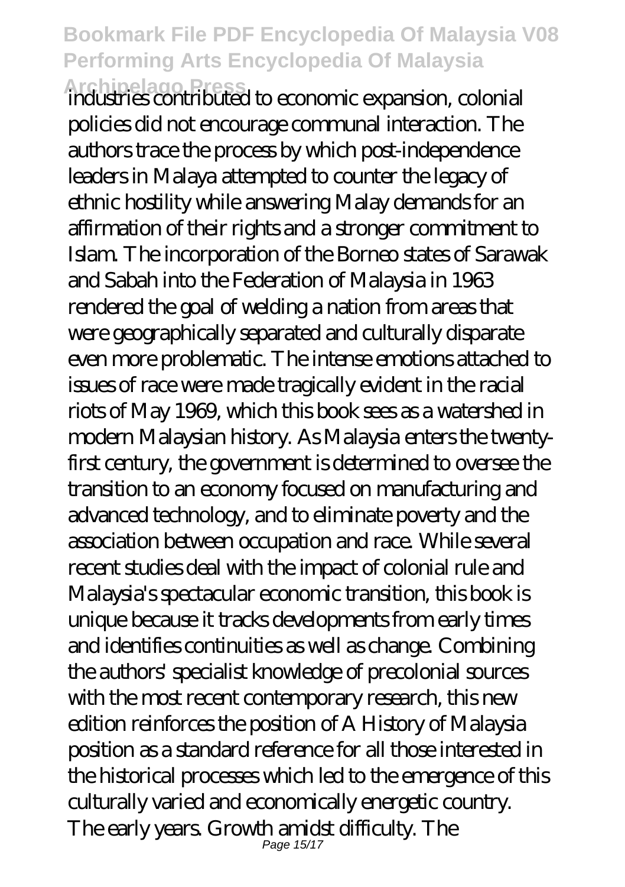industries contributed to economic expansion, colonial policies did not encourage communal interaction. The authors trace the process by which post-independence leaders in Malaya attempted to counter the legacy of ethnic hostility while answering Malay demands for an affirmation of their rights and a stronger commitment to Islam. The incorporation of the Borneo states of Sarawak and Sabah into the Federation of Malaysia in 1963 rendered the goal of welding a nation from areas that were geographically separated and culturally disparate even more problematic. The intense emotions attached to issues of race were made tragically evident in the racial riots of May 1969, which this book sees as a watershed in modern Malaysian history. As Malaysia enters the twenty-first century, the government is determined to oversee the transition to an economy focused on manufacturing and advanced technology, and to eliminate poverty and the association between occupation and race. While several recent studies deal with the impact of colonial rule and Malaysia's spectacular economic transition, this book is unique because it tracks developments from early times and identifies continuities as well as change. Combining the authors' specialist knowledge of precolonial sources with the most recent contemporary research, this new edition reinforces the position of A History of Malaysia position as a standard reference for all those interested in the historical processes which led to the emergence of this culturally varied and economically energetic country.

The early years. Growth amidst difficulty. The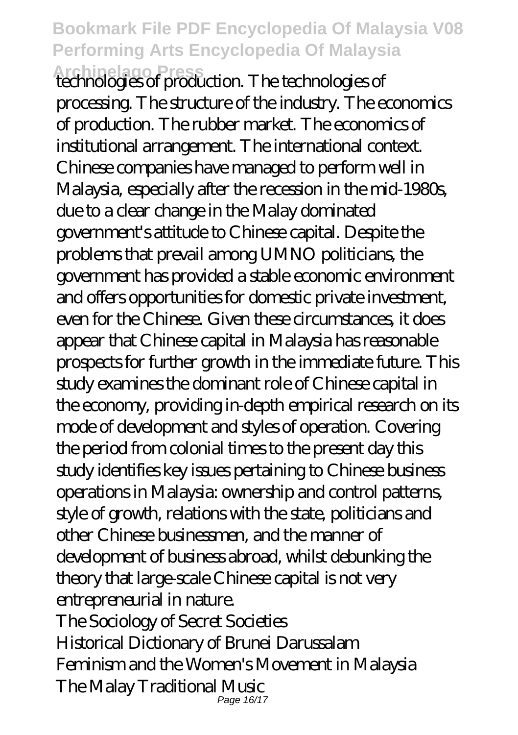technologies of production. The technologies of processing. The structure of the industry. The economics of production. The rubber market. The economics of institutional arrangement. The international context. Chinese companies have managed to perform well in Malaysia, especially after the recession in the mid-1980s, due to a clear change in the Malay dominated government's attitude to Chinese capital. Despite the problems that prevail among UMNO politicians, the government has provided a stable economic environment and offers opportunities for domestic private investment, even for the Chinese. Given these circumstances, it does appear that Chinese capital in Malaysia has reasonable prospects for further growth in the immediate future. This study examines the dominant role of Chinese capital in the economy, providing in-depth empirical research on its mode of development and styles of operation. Covering the period from colonial times to the present day this study identifies key issues pertaining to Chinese business operations in Malaysia: ownership and control patterns, style of growth, relations with the state, politicians and other Chinese businessmen, and the manner of development of business abroad, whilst debunking the theory that large-scale Chinese capital is not very entrepreneurial in nature.

The Sociology of Secret Societies

Historical Dictionary of Brunei Darussalam

Feminism and the Women's Movement in Malaysia

The Malay Traditional Music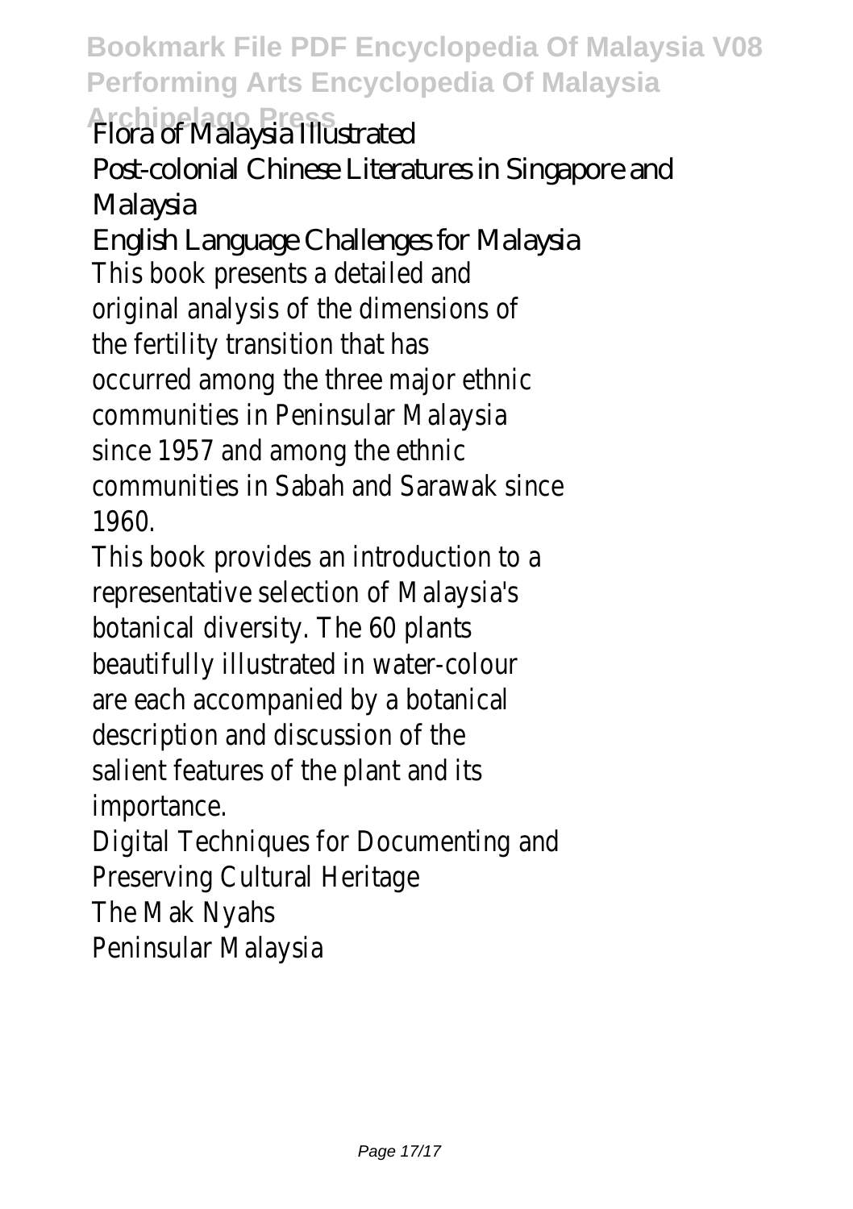Flora of Malaysia Illustrated

Post-colonial Chinese Literatures in Singapore and Malaysia

English Language Challenges for Malaysia

This book presents a detailed and original analysis of the dimensions of the fertility transition that has occurred among the three major ethnic communities in Peninsular Malaysia since 1957 and among the ethnic communities in Sabah and Sarawak since 1960.

This book provides an introduction to a representative selection of Malaysia's botanical diversity. The 60 plants beautifully illustrated in water-colour are each accompanied by a botanical description and discussion of the salient features of the plant and its importance.

Digital Techniques for Documenting and Preserving Cultural Heritage

The Mak Nyahs

Peninsular Malaysia